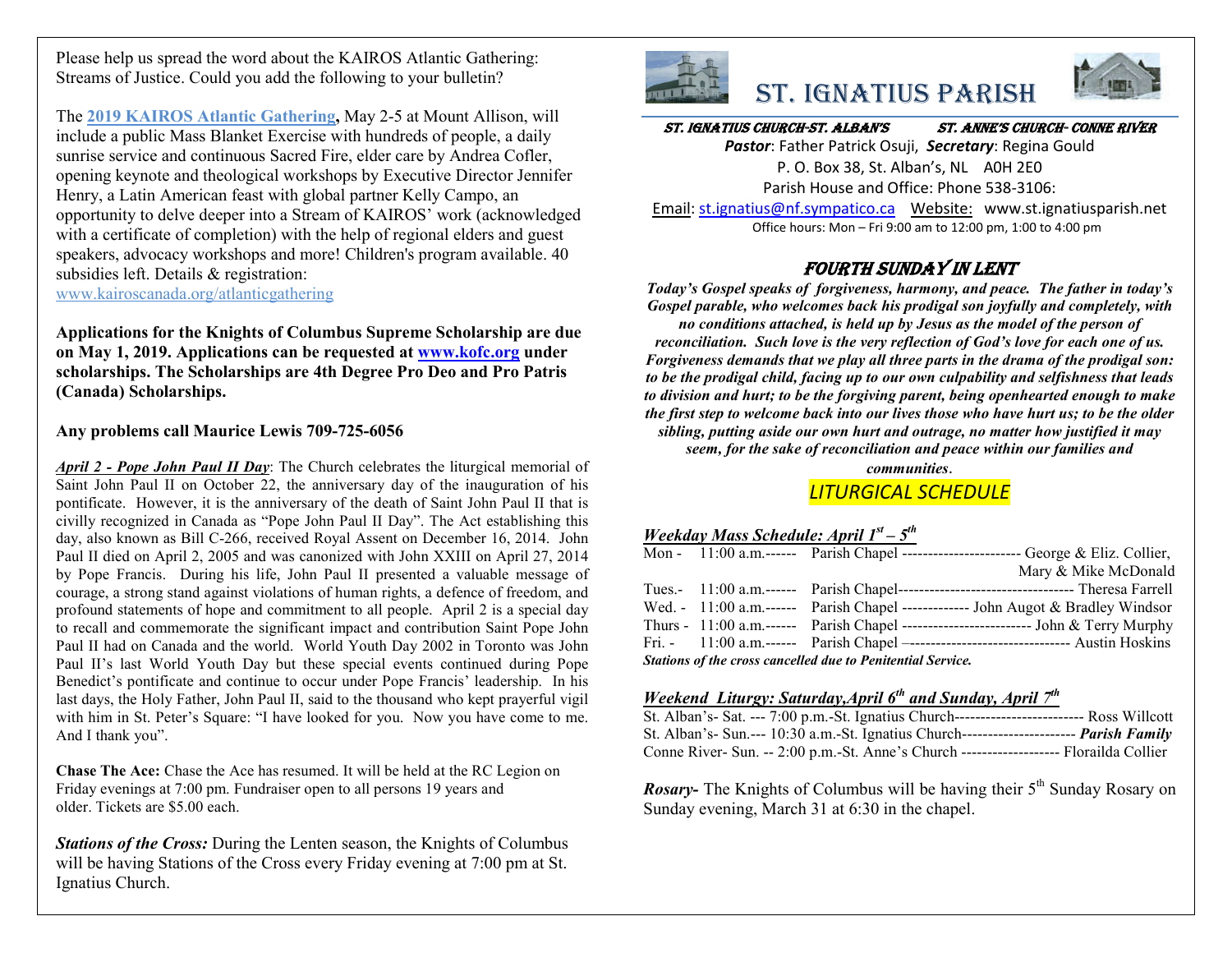Please help us spread the word about the KAIROS Atlantic Gathering: Streams of Justice. Could you add the following to your bulletin?

The **2019 KAIROS Atlantic Gathering,** May 2-5 at Mount Allison, will include a public Mass Blanket Exercise with hundreds of people, a daily sunrise service and continuous Sacred Fire, elder care by Andrea Cofler, opening keynote and theological workshops by Executive Director Jennifer Henry, a Latin American feast with global partner Kelly Campo, an opportunity to delve deeper into a Stream of KAIROS' work (acknowledged with a certificate of completion) with the help of regional elders and guest speakers, advocacy workshops and more! Children's program available. 40 subsidies left. Details & registration: www.kairoscanada.org/atlanticgathering

**Applications for the Knights of Columbus Supreme Scholarship are due on May 1, 2019. Applications can be requested at www.kofc.org under scholarships. The Scholarships are 4th Degree Pro Deo and Pro Patris (Canada) Scholarships.**

**Any problems call Maurice Lewis 709-725-6056**

***April 2 - Pope John Paul II Day***: The Church celebrates the liturgical memorial of Saint John Paul II on October 22, the anniversary day of the inauguration of his pontificate. However, it is the anniversary of the death of Saint John Paul II that is civilly recognized in Canada as "Pope John Paul II Day". The Act establishing this day, also known as Bill C-266, received Royal Assent on December 16, 2014. John Paul II died on April 2, 2005 and was canonized with John XXIII on April 27, 2014 by Pope Francis. During his life, John Paul II presented a valuable message of courage, a strong stand against violations of human rights, a defence of freedom, and profound statements of hope and commitment to all people. April 2 is a special day to recall and commemorate the significant impact and contribution Saint Pope John Paul II had on Canada and the world. World Youth Day 2002 in Toronto was John Paul II's last World Youth Day but these special events continued during Pope Benedict's pontificate and continue to occur under Pope Francis' leadership. In his last days, the Holy Father, John Paul II, said to the thousand who kept prayerful vigil with him in St. Peter's Square: "I have looked for you. Now you have come to me. And I thank you".

**Chase The Ace:** Chase the Ace has resumed. It will be held at the RC Legion on Friday evenings at 7:00 pm. Fundraiser open to all persons 19 years and older. Tickets are $5.00 each.

***Stations of the Cross:*** During the Lenten season, the Knights of Columbus will be having Stations of the Cross every Friday evening at 7:00 pm at St. Ignatius Church.

# ST. IGNATIUS PARISH

***ST. IGNATIUS CHURCH-ST. ALBAN'S*** ***ST. ANNE'S CHURCH- CONNE RIVER***

***Pastor***: Father Patrick Osuji, ***Secretary***: Regina Gould

P. O. Box 38, St. Alban's, NL A0H 2E0

Parish House and Office: Phone 538-3106:

Email: st.ignatius@nf.sympatico.ca Website: www.st.ignatiusparish.net

Office hours: Mon – Fri 9:00 am to 12:00 pm, 1:00 to 4:00 pm

## FOURTH SUNDAY IN LENT

***Today's Gospel speaks of forgiveness, harmony, and peace. The father in today's Gospel parable, who welcomes back his prodigal son joyfully and completely, with no conditions attached, is held up by Jesus as the model of the person of reconciliation. Such love is the very reflection of God's love for each one of us. Forgiveness demands that we play all three parts in the drama of the prodigal son: to be the prodigal child, facing up to our own culpability and selfishness that leads to division and hurt; to be the forgiving parent, being openhearted enough to make the first step to welcome back into our lives those who have hurt us; to be the older sibling, putting aside our own hurt and outrage, no matter how justified it may seem, for the sake of reconciliation and peace within our families and communities.***

## *LITURGICAL SCHEDULE*

***Weekday Mass Schedule: April 1st – 5th***

Mon - 11:00 a.m.------ Parish Chapel ---------------------- George & Eliz. Collier, Mary & Mike McDonald

Tues.- 11:00 a.m.------ Parish Chapel--------------------------------- Theresa Farrell

Wed. - 11:00 a.m.------ Parish Chapel ------------- John Augot & Bradley Windsor

Thurs - 11:00 a.m.------ Parish Chapel ------------------------ John & Terry Murphy

Fri. - 11:00 a.m.------ Parish Chapel –------------------------------ Austin Hoskins

***Stations of the cross cancelled due to Penitential Service.***

***Weekend Liturgy: Saturday,April 6th and Sunday, April 7th***

St. Alban's- Sat. --- 7:00 p.m.-St. Ignatius Church------------------------ Ross Willcott

St. Alban's- Sun.--- 10:30 a.m.-St. Ignatius Church--------------------- ***Parish Family***

Conne River- Sun. -- 2:00 p.m.-St. Anne's Church ------------------ Florailda Collier

***Rosary-*** The Knights of Columbus will be having their 5th Sunday Rosary on Sunday evening, March 31 at 6:30 in the chapel.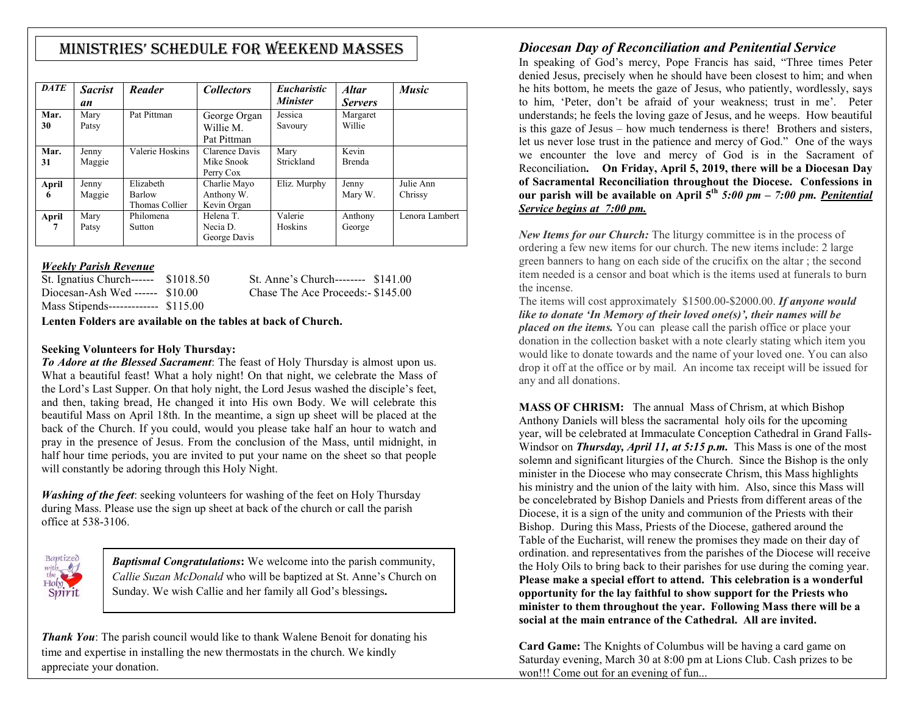## MINISTRIES' SCHEDULE FOR WEEKEND MASSES

| *DATE* | *Sacristan* | *Reader* | *Collectors* | *Eucharistic Minister* | *Altar Servers* | *Music* |
|---|---|---|---|---|---|---|
| Mar. 30 | Mary Patsy | Pat Pittman | George Organ Willie M. Pat Pittman | Jessica Savoury | Margaret Willie | |
| Mar. 31 | Jenny Maggie | Valerie Hoskins | Clarence Davis Mike Snook Perry Cox | Mary Strickland | Kevin Brenda | |
| April 6 | Jenny Maggie | Elizabeth Barlow Thomas Collier | Charlie Mayo Anthony W. Kevin Organ | Eliz. Murphy | Jenny Mary W. | Julie Ann Chrissy |
| April 7 | Mary Patsy | Philomena Sutton | Helena T. Necia D. George Davis | Valerie Hoskins | Anthony George | Lenora Lambert |

***Weekly Parish Revenue***

St. Ignatius Church------ $1018.50
Diocesan-Ash Wed ------ $10.00
Mass Stipends------------- $115.00
St. Anne's Church-------- $141.00
Chase The Ace Proceeds:- $145.00

**Lenten Folders are available on the tables at back of Church.**

**Seeking Volunteers for Holy Thursday:**

***To Adore at the Blessed Sacrament***: The feast of Holy Thursday is almost upon us. What a beautiful feast! What a holy night! On that night, we celebrate the Mass of the Lord's Last Supper. On that holy night, the Lord Jesus washed the disciple's feet, and then, taking bread, He changed it into His own Body. We will celebrate this beautiful Mass on April 18th. In the meantime, a sign up sheet will be placed at the back of the Church. If you could, would you please take half an hour to watch and pray in the presence of Jesus. From the conclusion of the Mass, until midnight, in half hour time periods, you are invited to put your name on the sheet so that people will constantly be adoring through this Holy Night.

***Washing of the feet***: seeking volunteers for washing of the feet on Holy Thursday during Mass. Please use the sign up sheet at back of the church or call the parish office at 538-3106.

***Baptismal Congratulations*****:** We welcome into the parish community, *Callie Suzan McDonald* who will be baptized at St. Anne's Church on Sunday. We wish Callie and her family all God's blessings**.**

***Thank You***: The parish council would like to thank Walene Benoit for donating his time and expertise in installing the new thermostats in the church. We kindly appreciate your donation.

### *Diocesan Day of Reconciliation and Penitential Service*

In speaking of God's mercy, Pope Francis has said, "Three times Peter denied Jesus, precisely when he should have been closest to him; and when he hits bottom, he meets the gaze of Jesus, who patiently, wordlessly, says to him, 'Peter, don't be afraid of your weakness; trust in me'. Peter understands; he feels the loving gaze of Jesus, and he weeps. How beautiful is this gaze of Jesus – how much tenderness is there! Brothers and sisters, let us never lose trust in the patience and mercy of God." One of the ways we encounter the love and mercy of God is in the Sacrament of Reconciliation**. On Friday, April 5, 2019, there will be a Diocesan Day of Sacramental Reconciliation throughout the Diocese. Confessions in our parish will be available on April 5th *5:00 pm – 7:00 pm. <u>Penitential Service begins at 7:00 pm.</u>***

***New Items for our Church:*** The liturgy committee is in the process of ordering a few new items for our church. The new items include: 2 large green banners to hang on each side of the crucifix on the altar ; the second item needed is a censor and boat which is the items used at funerals to burn the incense.

The items will cost approximately $1500.00-$2000.00. ***If anyone would like to donate 'In Memory of their loved one(s)', their names will be placed on the items.*** You can please call the parish office or place your donation in the collection basket with a note clearly stating which item you would like to donate towards and the name of your loved one. You can also drop it off at the office or by mail. An income tax receipt will be issued for any and all donations.

**MASS OF CHRISM:** The annual Mass of Chrism, at which Bishop Anthony Daniels will bless the sacramental holy oils for the upcoming year, will be celebrated at Immaculate Conception Cathedral in Grand Falls-Windsor on ***Thursday, April 11, at 5:15 p.m.*** This Mass is one of the most solemn and significant liturgies of the Church. Since the Bishop is the only minister in the Diocese who may consecrate Chrism, this Mass highlights his ministry and the union of the laity with him. Also, since this Mass will be concelebrated by Bishop Daniels and Priests from different areas of the Diocese, it is a sign of the unity and communion of the Priests with their Bishop. During this Mass, Priests of the Diocese, gathered around the Table of the Eucharist, will renew the promises they made on their day of ordination. and representatives from the parishes of the Diocese will receive the Holy Oils to bring back to their parishes for use during the coming year. **Please make a special effort to attend. This celebration is a wonderful opportunity for the lay faithful to show support for the Priests who minister to them throughout the year. Following Mass there will be a social at the main entrance of the Cathedral. All are invited.**

**Card Game:** The Knights of Columbus will be having a card game on Saturday evening, March 30 at 8:00 pm at Lions Club. Cash prizes to be won!!! Come out for an evening of fun...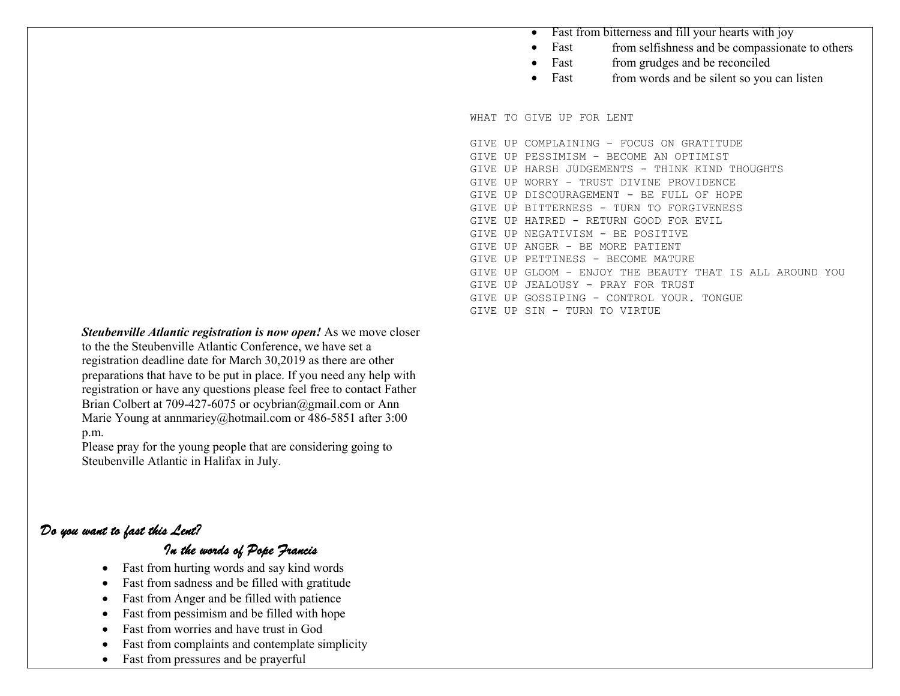**_Steubenville Atlantic registration is now open!_** As we move closer to the the Steubenville Atlantic Conference, we have set a registration deadline date for March 30,2019 as there are other preparations that have to be put in place. If you need any help with registration or have any questions please feel free to contact Father Brian Colbert at 709-427-6075 or ocybrian@gmail.com or Ann Marie Young at annmariey@hotmail.com or 486-5851 after 3:00 p.m.

Please pray for the young people that are considering going to Steubenville Atlantic in Halifax in July.

***Do you want to fast this Lent?***

***In the words of Pope Francis***

- Fast from hurting words and say kind words
- Fast from sadness and be filled with gratitude
- Fast from Anger and be filled with patience
- Fast from pessimism and be filled with hope
- Fast from worries and have trust in God
- Fast from complaints and contemplate simplicity
- Fast from pressures and be prayerful
- Fast from bitterness and fill your hearts with joy
- Fast from selfishness and be compassionate to others
- Fast from grudges and be reconciled
- Fast from words and be silent so you can listen

WHAT TO GIVE UP FOR LENT

GIVE UP COMPLAINING - FOCUS ON GRATITUDE
GIVE UP PESSIMISM - BECOME AN OPTIMIST
GIVE UP HARSH JUDGEMENTS - THINK KIND THOUGHTS
GIVE UP WORRY - TRUST DIVINE PROVIDENCE
GIVE UP DISCOURAGEMENT - BE FULL OF HOPE
GIVE UP BITTERNESS - TURN TO FORGIVENESS
GIVE UP HATRED - RETURN GOOD FOR EVIL
GIVE UP NEGATIVISM - BE POSITIVE
GIVE UP ANGER - BE MORE PATIENT
GIVE UP PETTINESS - BECOME MATURE
GIVE UP GLOOM - ENJOY THE BEAUTY THAT IS ALL AROUND YOU
GIVE UP JEALOUSY - PRAY FOR TRUST
GIVE UP GOSSIPING - CONTROL YOUR. TONGUE
GIVE UP SIN - TURN TO VIRTUE